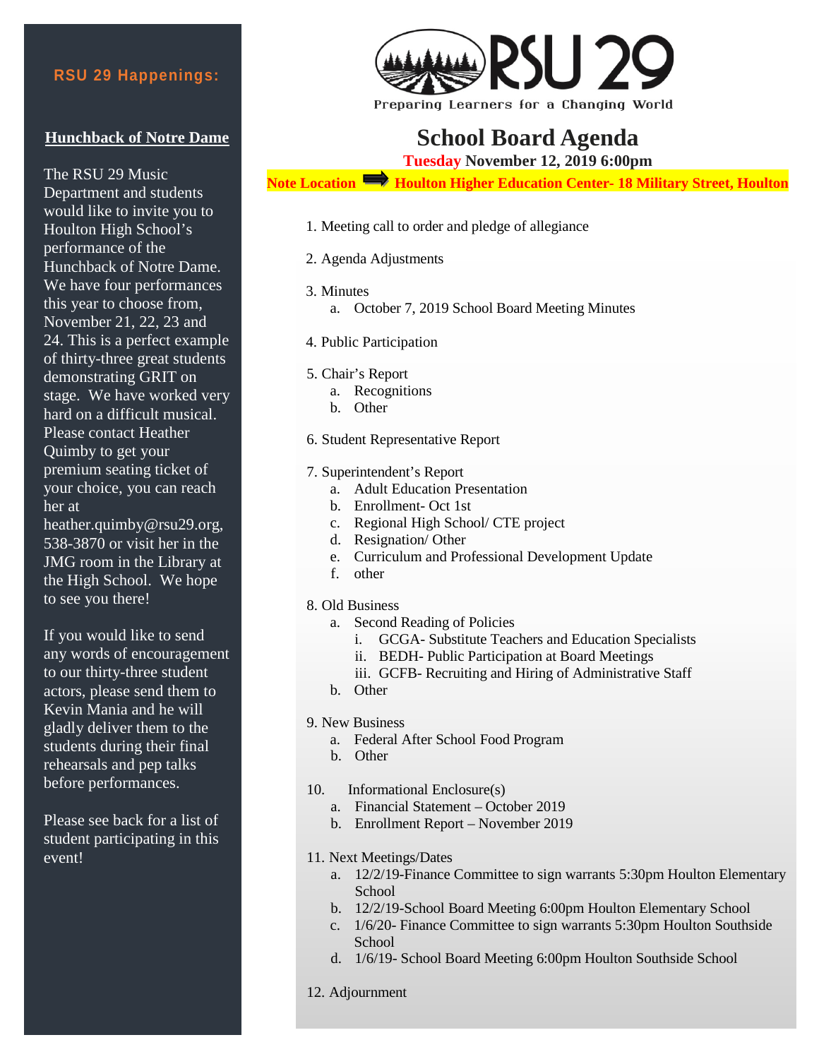# RSU 29

Preparing Learners for a Changing World

# School Board Agenda

**Tuesday November 12, 2019 6:00pm**

**Note Location ➡ Houlton Higher Education Center- 18 Military Street, Houlton**

1. Meeting call to order and pledge of allegiance
2. Agenda Adjustments
3. Minutes
   a. October 7, 2019 School Board Meeting Minutes
4. Public Participation
5. Chair's Report
   a. Recognitions
   b. Other
6. Student Representative Report
7. Superintendent's Report
   a. Adult Education Presentation
   b. Enrollment- Oct 1st
   c. Regional High School/ CTE project
   d. Resignation/ Other
   e. Curriculum and Professional Development Update
   f. other
8. Old Business
   a. Second Reading of Policies
      i. GCGA- Substitute Teachers and Education Specialists
      ii. BEDH- Public Participation at Board Meetings
      iii. GCFB- Recruiting and Hiring of Administrative Staff
   b. Other
9. New Business
   a. Federal After School Food Program
   b. Other
10. Informational Enclosure(s)
    a. Financial Statement – October 2019
    b. Enrollment Report – November 2019
11. Next Meetings/Dates
    a. 12/2/19-Finance Committee to sign warrants 5:30pm Houlton Elementary School
    b. 12/2/19-School Board Meeting 6:00pm Houlton Elementary School
    c. 1/6/20- Finance Committee to sign warrants 5:30pm Houlton Southside School
    d. 1/6/19- School Board Meeting 6:00pm Houlton Southside School
12. Adjournment

## RSU 29 Happenings:

### Hunchback of Notre Dame

The RSU 29 Music Department and students would like to invite you to Houlton High School's performance of the Hunchback of Notre Dame. We have four performances this year to choose from, November 21, 22, 23 and 24. This is a perfect example of thirty-three great students demonstrating GRIT on stage. We have worked very hard on a difficult musical. Please contact Heather Quimby to get your premium seating ticket of your choice, you can reach her at heather.quimby@rsu29.org, 538-3870 or visit her in the JMG room in the Library at the High School. We hope to see you there!

If you would like to send any words of encouragement to our thirty-three student actors, please send them to Kevin Mania and he will gladly deliver them to the students during their final rehearsals and pep talks before performances.

Please see back for a list of student participating in this event!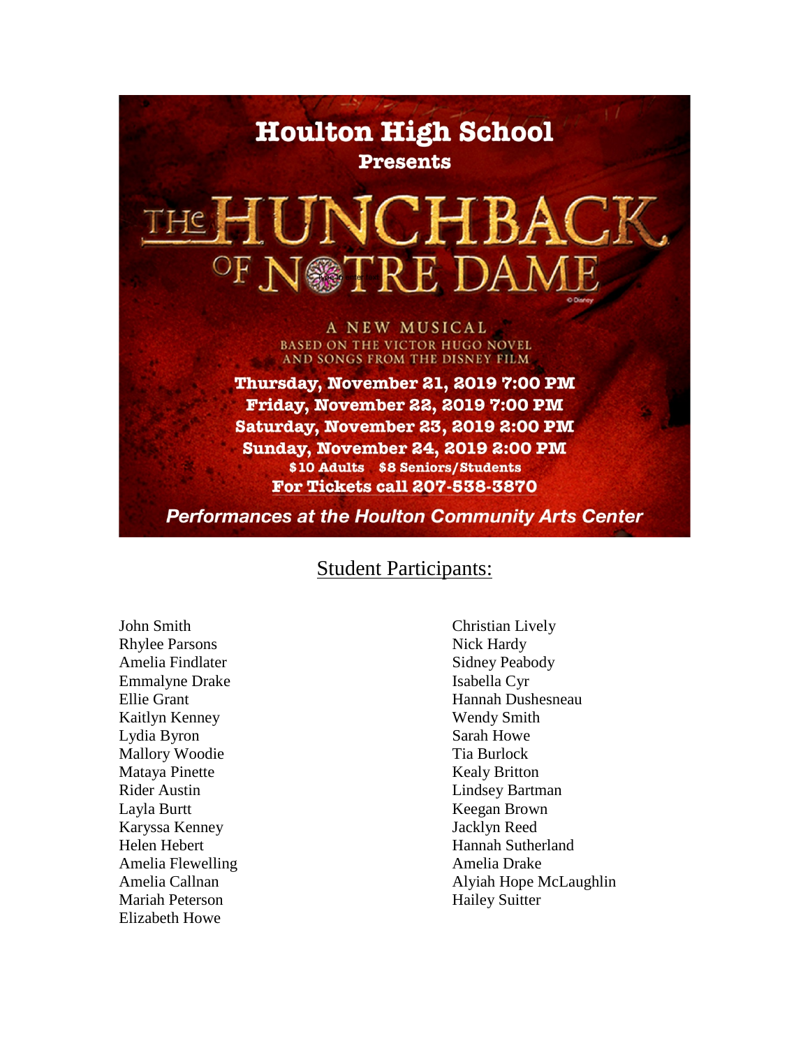# Houlton High School

**Presents**

# THE HUNCHBACK OF NOTRE DAME

© Disney

A NEW MUSICAL
BASED ON THE VICTOR HUGO NOVEL
AND SONGS FROM THE DISNEY FILM

**Thursday, November 21, 2019 7:00 PM**
**Friday, November 22, 2019 7:00 PM**
**Saturday, November 23, 2019 2:00 PM**
**Sunday, November 24, 2019 2:00 PM**
**$10 Adults $8 Seniors/Students**
**For Tickets call 207-538-3870**

***Performances at the Houlton Community Arts Center***

## Student Participants:

John Smith
Rhylee Parsons
Amelia Findlater
Emmalyne Drake
Ellie Grant
Kaitlyn Kenney
Lydia Byron
Mallory Woodie
Mataya Pinette
Rider Austin
Layla Burtt
Karyssa Kenney
Helen Hebert
Amelia Flewelling
Amelia Callnan
Mariah Peterson
Elizabeth Howe
Christian Lively
Nick Hardy
Sidney Peabody
Isabella Cyr
Hannah Dushesneau
Wendy Smith
Sarah Howe
Tia Burlock
Kealy Britton
Lindsey Bartman
Keegan Brown
Jacklyn Reed
Hannah Sutherland
Amelia Drake
Alyiah Hope McLaughlin
Hailey Suitter